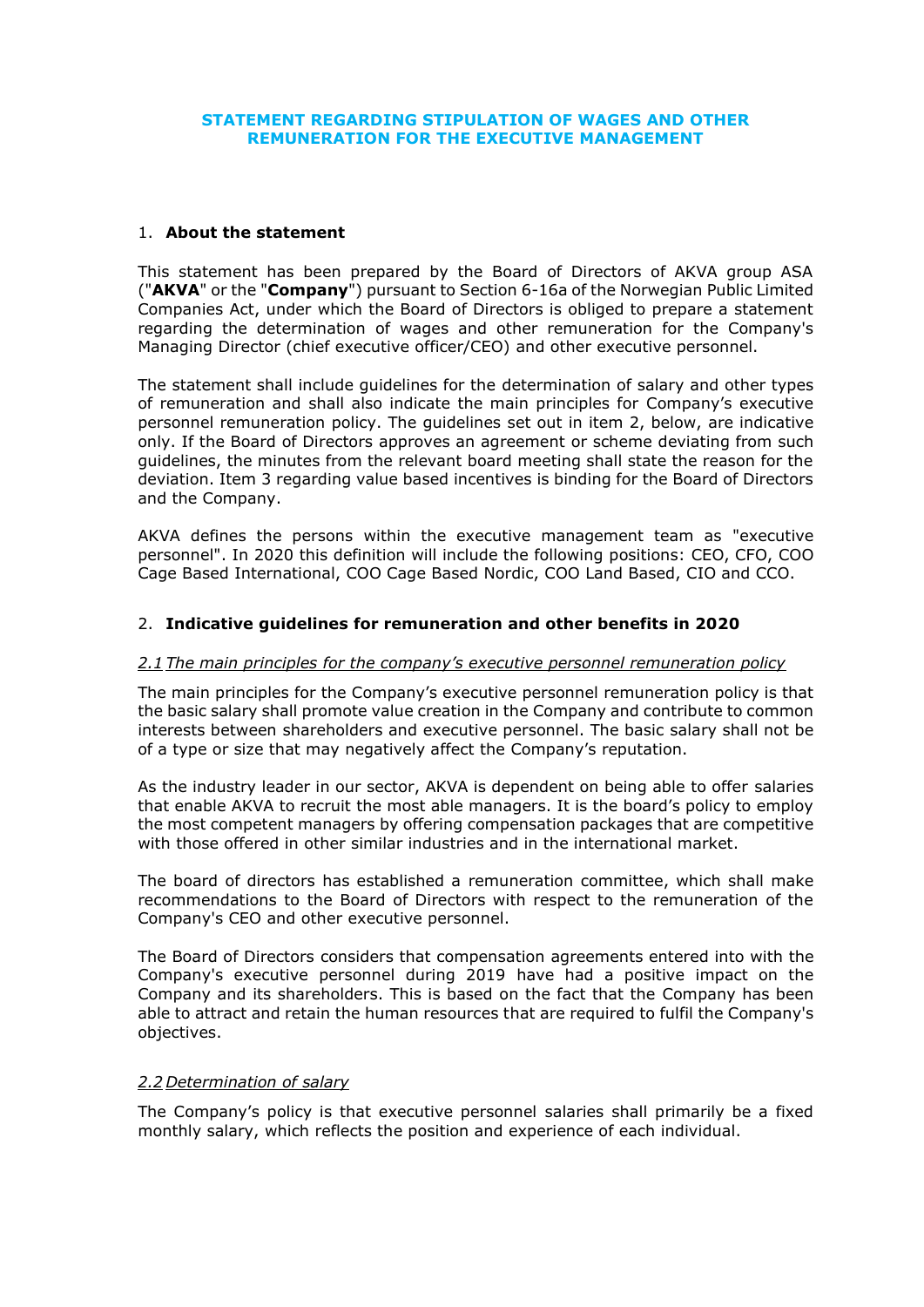# STATEMENT REGARDING STIPULATION OF WAGES AND OTHER REMUNERATION FOR THE EXECUTIVE MANAGEMENT

## 1. About the statement

This statement has been prepared by the Board of Directors of AKVA group ASA ("**AKVA**" or the "**Company**") pursuant to Section 6-16a of the Norwegian Public Limited Companies Act, under which the Board of Directors is obliged to prepare a statement regarding the determination of wages and other remuneration for the Company's Managing Director (chief executive officer/CEO) and other executive personnel.

The statement shall include guidelines for the determination of salary and other types of remuneration and shall also indicate the main principles for Company's executive personnel remuneration policy. The guidelines set out in item 2, below, are indicative only. If the Board of Directors approves an agreement or scheme deviating from such guidelines, the minutes from the relevant board meeting shall state the reason for the deviation. Item 3 regarding value based incentives is binding for the Board of Directors and the Company.

AKVA defines the persons within the executive management team as "executive personnel". In 2020 this definition will include the following positions: CEO, CFO, COO Cage Based International, COO Cage Based Nordic, COO Land Based, CIO and CCO.

## 2. Indicative guidelines for remuneration and other benefits in 2020

### *2.1 The main principles for the company's executive personnel remuneration policy*

The main principles for the Company's executive personnel remuneration policy is that the basic salary shall promote value creation in the Company and contribute to common interests between shareholders and executive personnel. The basic salary shall not be of a type or size that may negatively affect the Company's reputation.

As the industry leader in our sector, AKVA is dependent on being able to offer salaries that enable AKVA to recruit the most able managers. It is the board's policy to employ the most competent managers by offering compensation packages that are competitive with those offered in other similar industries and in the international market.

The board of directors has established a remuneration committee, which shall make recommendations to the Board of Directors with respect to the remuneration of the Company's CEO and other executive personnel.

The Board of Directors considers that compensation agreements entered into with the Company's executive personnel during 2019 have had a positive impact on the Company and its shareholders. This is based on the fact that the Company has been able to attract and retain the human resources that are required to fulfil the Company's objectives.

### *2.2 Determination of salary*

The Company's policy is that executive personnel salaries shall primarily be a fixed monthly salary, which reflects the position and experience of each individual.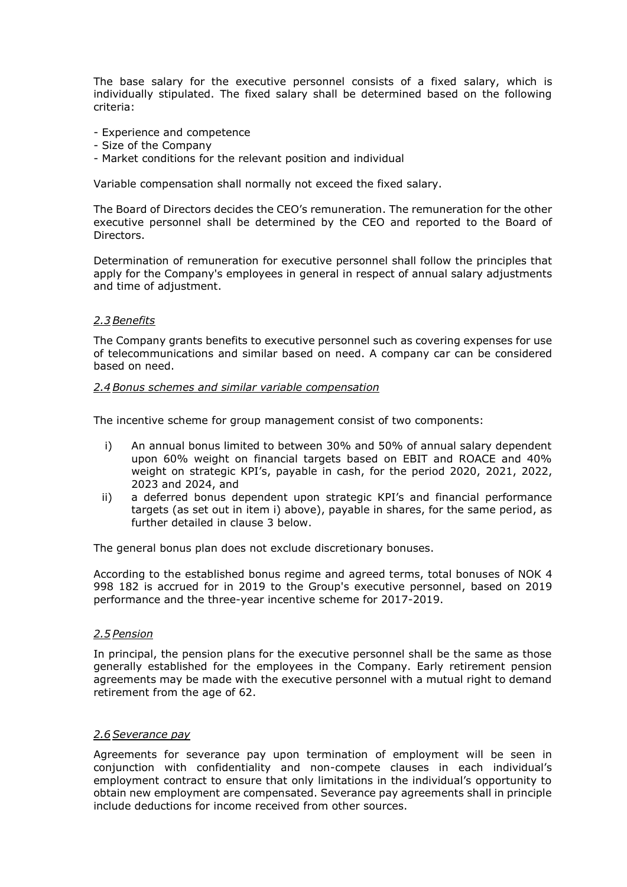The base salary for the executive personnel consists of a fixed salary, which is individually stipulated. The fixed salary shall be determined based on the following criteria:

- Experience and competence
- Size of the Company
- Market conditions for the relevant position and individual

Variable compensation shall normally not exceed the fixed salary.

The Board of Directors decides the CEO's remuneration. The remuneration for the other executive personnel shall be determined by the CEO and reported to the Board of Directors.

Determination of remuneration for executive personnel shall follow the principles that apply for the Company's employees in general in respect of annual salary adjustments and time of adjustment.

### *2.3 Benefits*

The Company grants benefits to executive personnel such as covering expenses for use of telecommunications and similar based on need. A company car can be considered based on need.

### *2.4 Bonus schemes and similar variable compensation*

The incentive scheme for group management consist of two components:

i) An annual bonus limited to between 30% and 50% of annual salary dependent upon 60% weight on financial targets based on EBIT and ROACE and 40% weight on strategic KPI's, payable in cash, for the period 2020, 2021, 2022, 2023 and 2024, and
ii) a deferred bonus dependent upon strategic KPI's and financial performance targets (as set out in item i) above), payable in shares, for the same period, as further detailed in clause 3 below.

The general bonus plan does not exclude discretionary bonuses.

According to the established bonus regime and agreed terms, total bonuses of NOK 4 998 182 is accrued for in 2019 to the Group's executive personnel, based on 2019 performance and the three-year incentive scheme for 2017-2019.

### *2.5 Pension*

In principal, the pension plans for the executive personnel shall be the same as those generally established for the employees in the Company. Early retirement pension agreements may be made with the executive personnel with a mutual right to demand retirement from the age of 62.

### *2.6 Severance pay*

Agreements for severance pay upon termination of employment will be seen in conjunction with confidentiality and non-compete clauses in each individual's employment contract to ensure that only limitations in the individual's opportunity to obtain new employment are compensated. Severance pay agreements shall in principle include deductions for income received from other sources.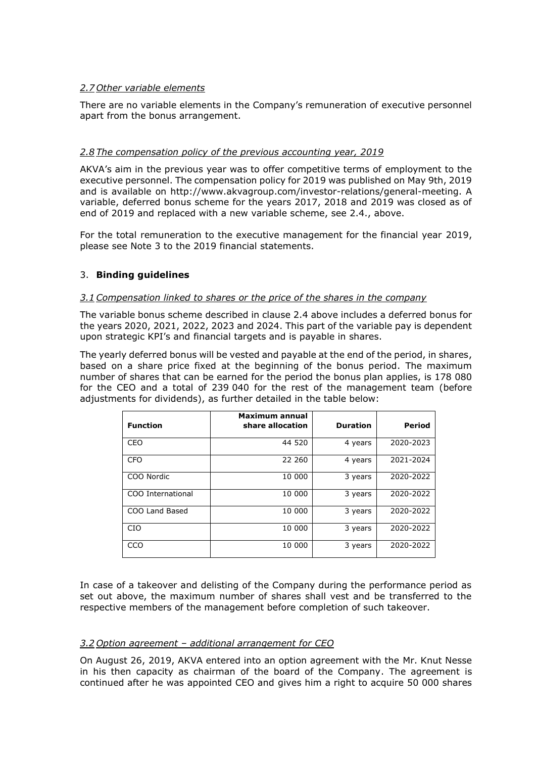### *2.7 Other variable elements*

There are no variable elements in the Company's remuneration of executive personnel apart from the bonus arrangement.

### *2.8 The compensation policy of the previous accounting year, 2019*

AKVA's aim in the previous year was to offer competitive terms of employment to the executive personnel. The compensation policy for 2019 was published on May 9th, 2019 and is available on http://www.akvagroup.com/investor-relations/general-meeting. A variable, deferred bonus scheme for the years 2017, 2018 and 2019 was closed as of end of 2019 and replaced with a new variable scheme, see 2.4., above.

For the total remuneration to the executive management for the financial year 2019, please see Note 3 to the 2019 financial statements.

## 3. **Binding guidelines**

### *3.1 Compensation linked to shares or the price of the shares in the company*

The variable bonus scheme described in clause 2.4 above includes a deferred bonus for the years 2020, 2021, 2022, 2023 and 2024. This part of the variable pay is dependent upon strategic KPI's and financial targets and is payable in shares.

The yearly deferred bonus will be vested and payable at the end of the period, in shares, based on a share price fixed at the beginning of the bonus period. The maximum number of shares that can be earned for the period the bonus plan applies, is 178 080 for the CEO and a total of 239 040 for the rest of the management team (before adjustments for dividends), as further detailed in the table below:

| Function | Maximum annual share allocation | Duration | Period |
|---|---|---|---|
| CEO | 44 520 | 4 years | 2020-2023 |
| CFO | 22 260 | 4 years | 2021-2024 |
| COO Nordic | 10 000 | 3 years | 2020-2022 |
| COO International | 10 000 | 3 years | 2020-2022 |
| COO Land Based | 10 000 | 3 years | 2020-2022 |
| CIO | 10 000 | 3 years | 2020-2022 |
| CCO | 10 000 | 3 years | 2020-2022 |

In case of a takeover and delisting of the Company during the performance period as set out above, the maximum number of shares shall vest and be transferred to the respective members of the management before completion of such takeover.

### *3.2 Option agreement – additional arrangement for CEO*

On August 26, 2019, AKVA entered into an option agreement with the Mr. Knut Nesse in his then capacity as chairman of the board of the Company. The agreement is continued after he was appointed CEO and gives him a right to acquire 50 000 shares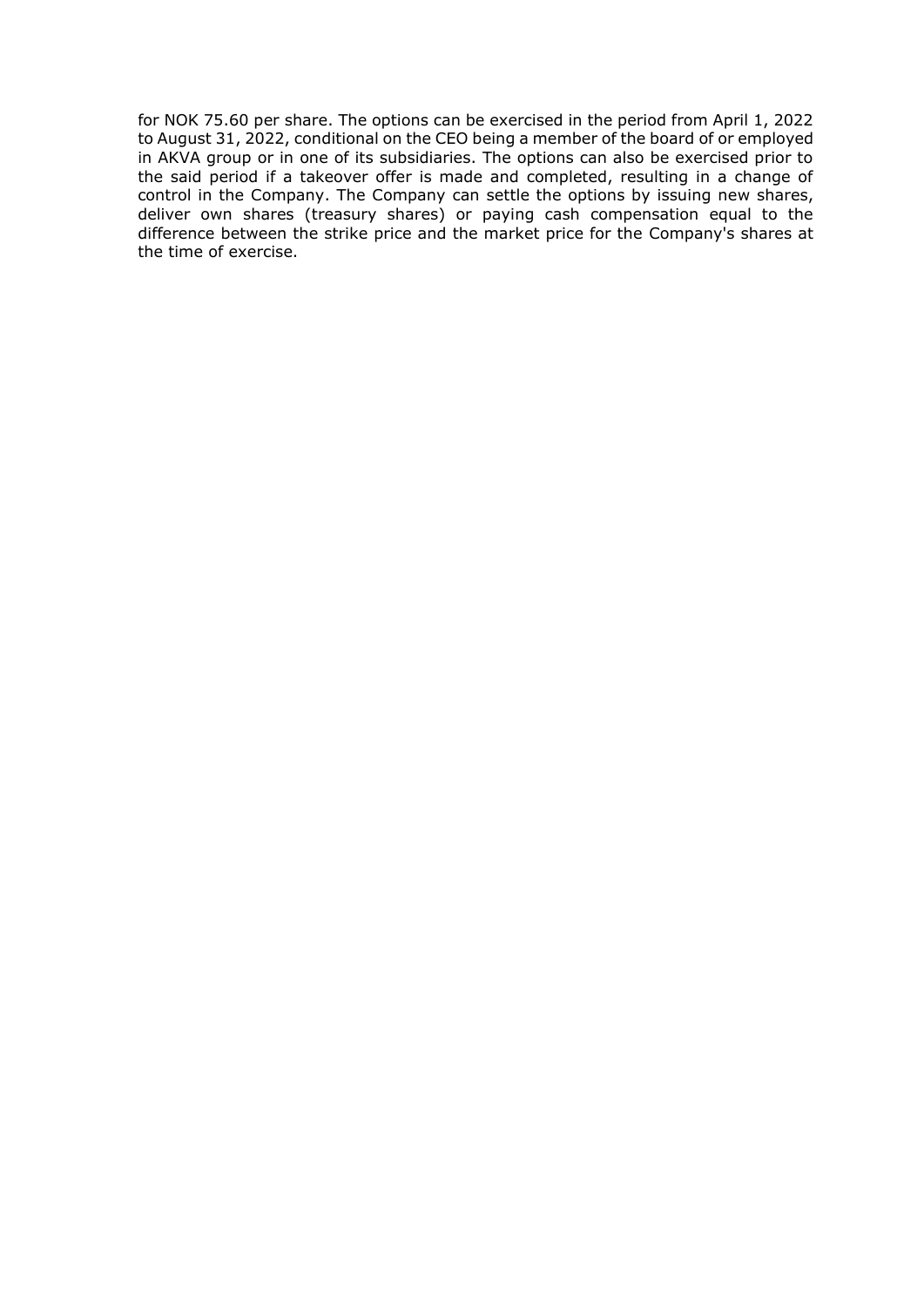for NOK 75.60 per share. The options can be exercised in the period from April 1, 2022 to August 31, 2022, conditional on the CEO being a member of the board of or employed in AKVA group or in one of its subsidiaries. The options can also be exercised prior to the said period if a takeover offer is made and completed, resulting in a change of control in the Company. The Company can settle the options by issuing new shares, deliver own shares (treasury shares) or paying cash compensation equal to the difference between the strike price and the market price for the Company's shares at the time of exercise.